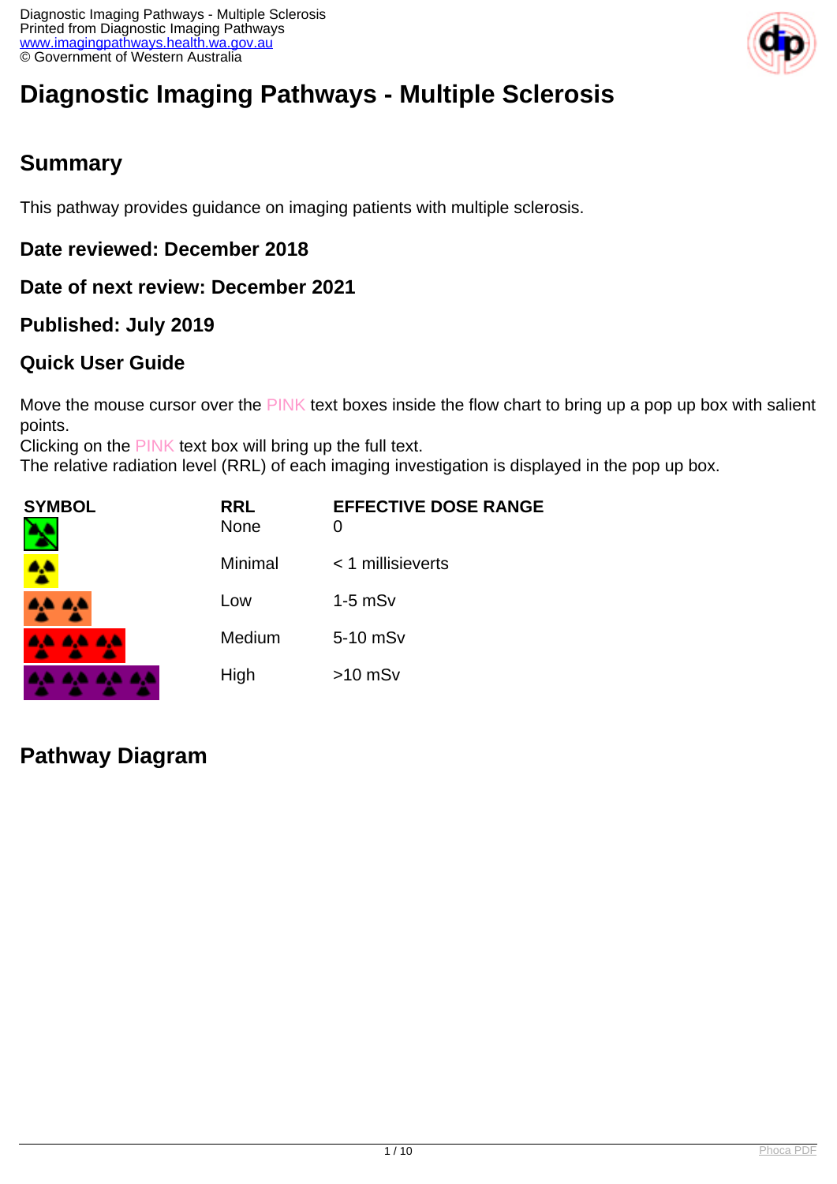# Diagnostic Imaging Pathways - Multiple Sclerosis

## Summary

This pathway provides guidance on imaging patients with multiple sclerosis.

### Date reviewed: December 2018

### Date of next review: December 2021

### Published: July 2019

### Quick User Guide

Move the mouse cursor over the PINK text boxes inside the flow chart to bring up a pop up box with salient points.
Clicking on the PINK text box will bring up the full text.
The relative radiation level (RRL) of each imaging investigation is displayed in the pop up box.

| SYMBOL | RRL | EFFECTIVE DOSE RANGE |
| --- | --- | --- |
| | None | 0 |
| | Minimal | < 1 millisieverts |
| | Low | 1-5 mSv |
| | Medium | 5-10 mSv |
| | High | >10 mSv |

## Pathway Diagram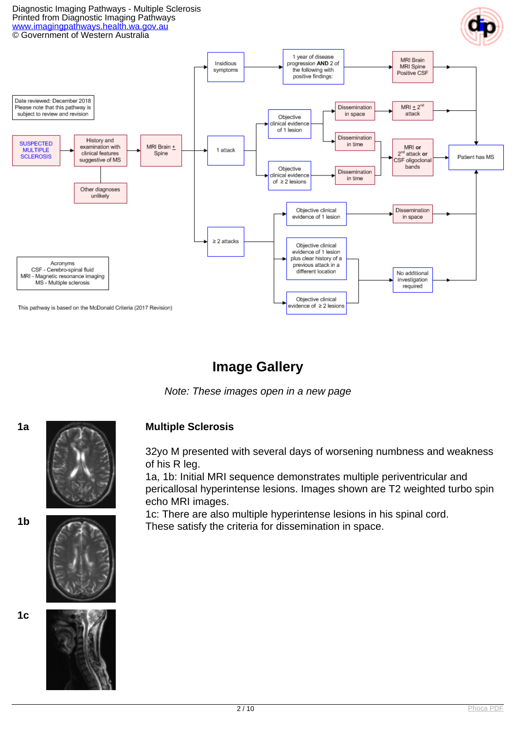Diagnostic Imaging Pathways - Multiple Sclerosis
Printed from Diagnostic Imaging Pathways
www.imagingpathways.health.wa.gov.au
© Government of Western Australia

Date reviewed: December 2018
Please note that this pathway is subject to review and revision

SUSPECTED MULTIPLE SCLEROSIS → History and examination with clinical features suggestive of MS → MRI Brain ± Spine

History and examination with clinical features suggestive of MS — Other diagnoses unlikely

- Insidious symptoms → 1 year of disease progression **AND** 2 of the following with positive findings: → MRI Brain, MRI Spine, Positive CSF → Patient has MS
- 1 attack
  - Objective clinical evidence of 1 lesion
    - Dissemination in space → MRI ± 2nd attack → Patient has MS
    - Dissemination in time → MRI **or** 2nd attack **or** CSF oligoclonal bands → Patient has MS
  - Objective clinical evidence of ≥ 2 lesions → Dissemination in time → MRI **or** 2nd attack **or** CSF oligoclonal bands → Patient has MS
- ≥ 2 attacks
  - Objective clinical evidence of 1 lesion → Dissemination in space → Patient has MS
  - Objective clinical evidence of 1 lesion plus clear history of a previous attack in a different location → No additional investigation required → Patient has MS
  - Objective clinical evidence of ≥ 2 lesions → No additional investigation required → Patient has MS

Acronyms
CSF - Cerebro-spinal fluid
MRI - Magnetic resonance imaging
MS - Multiple sclerosis

This pathway is based on the McDonald Criteria (2017 Revision)

# Image Gallery

*Note: These images open in a new page*

**1a**

**1b**

**1c**

### Multiple Sclerosis

32yo M presented with several days of worsening numbness and weakness of his R leg.
1a, 1b: Initial MRI sequence demonstrates multiple periventricular and pericallosal hyperintense lesions. Images shown are T2 weighted turbo spin echo MRI images.
1c: There are also multiple hyperintense lesions in his spinal cord.
These satisfy the criteria for dissemination in space.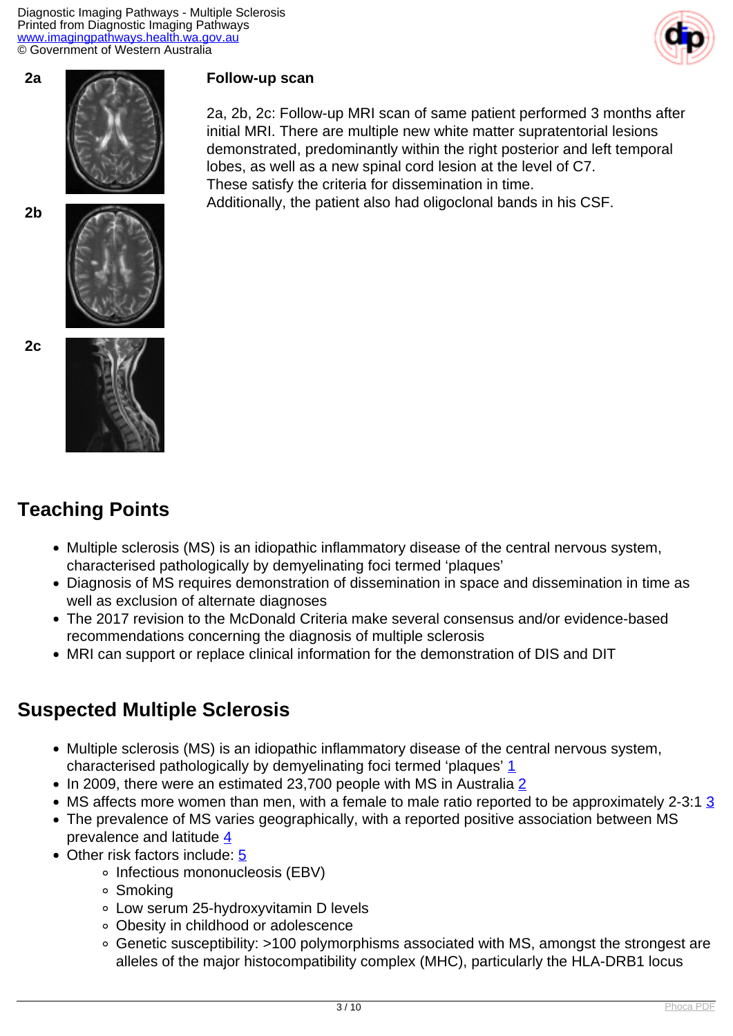2a

2b

2c

**Follow-up scan**

2a, 2b, 2c: Follow-up MRI scan of same patient performed 3 months after initial MRI. There are multiple new white matter supratentorial lesions demonstrated, predominantly within the right posterior and left temporal lobes, as well as a new spinal cord lesion at the level of C7.
These satisfy the criteria for dissemination in time.
Additionally, the patient also had oligoclonal bands in his CSF.

## Teaching Points

- Multiple sclerosis (MS) is an idiopathic inflammatory disease of the central nervous system, characterised pathologically by demyelinating foci termed 'plaques'
- Diagnosis of MS requires demonstration of dissemination in space and dissemination in time as well as exclusion of alternate diagnoses
- The 2017 revision to the McDonald Criteria make several consensus and/or evidence-based recommendations concerning the diagnosis of multiple sclerosis
- MRI can support or replace clinical information for the demonstration of DIS and DIT

## Suspected Multiple Sclerosis

- Multiple sclerosis (MS) is an idiopathic inflammatory disease of the central nervous system, characterised pathologically by demyelinating foci termed 'plaques' [1]
- In 2009, there were an estimated 23,700 people with MS in Australia [2]
- MS affects more women than men, with a female to male ratio reported to be approximately 2-3:1 [3]
- The prevalence of MS varies geographically, with a reported positive association between MS prevalence and latitude [4]
- Other risk factors include: [5]
  - Infectious mononucleosis (EBV)
  - Smoking
  - Low serum 25-hydroxyvitamin D levels
  - Obesity in childhood or adolescence
  - Genetic susceptibility: >100 polymorphisms associated with MS, amongst the strongest are alleles of the major histocompatibility complex (MHC), particularly the HLA-DRB1 locus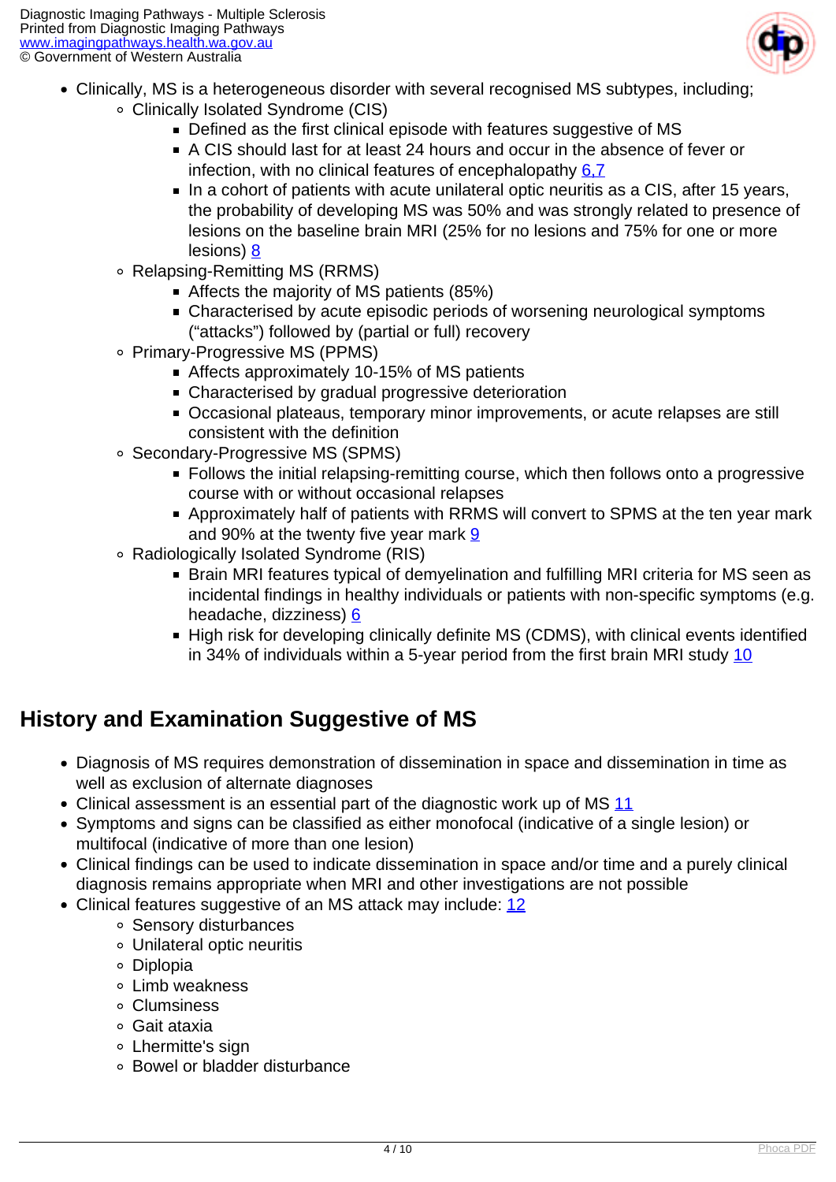- Clinically, MS is a heterogeneous disorder with several recognised MS subtypes, including;
  - Clinically Isolated Syndrome (CIS)
    - Defined as the first clinical episode with features suggestive of MS
    - A CIS should last for at least 24 hours and occur in the absence of fever or infection, with no clinical features of encephalopathy 6,7
    - In a cohort of patients with acute unilateral optic neuritis as a CIS, after 15 years, the probability of developing MS was 50% and was strongly related to presence of lesions on the baseline brain MRI (25% for no lesions and 75% for one or more lesions) 8
  - Relapsing-Remitting MS (RRMS)
    - Affects the majority of MS patients (85%)
    - Characterised by acute episodic periods of worsening neurological symptoms ("attacks") followed by (partial or full) recovery
  - Primary-Progressive MS (PPMS)
    - Affects approximately 10-15% of MS patients
    - Characterised by gradual progressive deterioration
    - Occasional plateaus, temporary minor improvements, or acute relapses are still consistent with the definition
  - Secondary-Progressive MS (SPMS)
    - Follows the initial relapsing-remitting course, which then follows onto a progressive course with or without occasional relapses
    - Approximately half of patients with RRMS will convert to SPMS at the ten year mark and 90% at the twenty five year mark 9
  - Radiologically Isolated Syndrome (RIS)
    - Brain MRI features typical of demyelination and fulfilling MRI criteria for MS seen as incidental findings in healthy individuals or patients with non-specific symptoms (e.g. headache, dizziness) 6
    - High risk for developing clinically definite MS (CDMS), with clinical events identified in 34% of individuals within a 5-year period from the first brain MRI study 10

## History and Examination Suggestive of MS

- Diagnosis of MS requires demonstration of dissemination in space and dissemination in time as well as exclusion of alternate diagnoses
- Clinical assessment is an essential part of the diagnostic work up of MS 11
- Symptoms and signs can be classified as either monofocal (indicative of a single lesion) or multifocal (indicative of more than one lesion)
- Clinical findings can be used to indicate dissemination in space and/or time and a purely clinical diagnosis remains appropriate when MRI and other investigations are not possible
- Clinical features suggestive of an MS attack may include: 12
  - Sensory disturbances
  - Unilateral optic neuritis
  - Diplopia
  - Limb weakness
  - Clumsiness
  - Gait ataxia
  - Lhermitte's sign
  - Bowel or bladder disturbance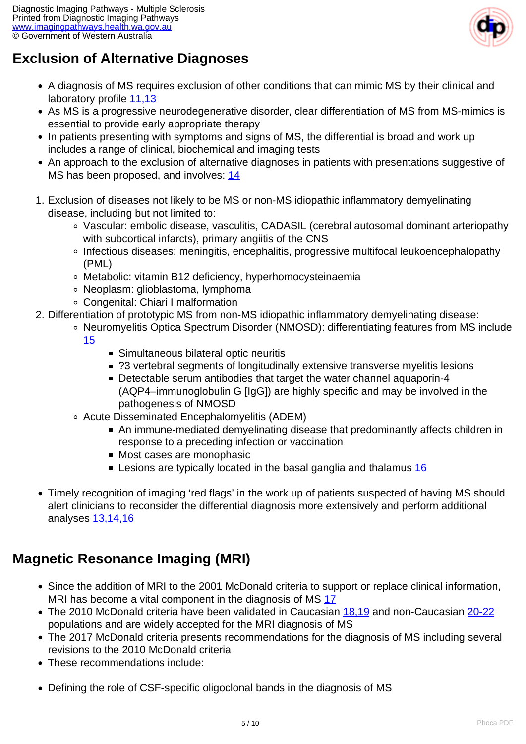## Exclusion of Alternative Diagnoses

- A diagnosis of MS requires exclusion of other conditions that can mimic MS by their clinical and laboratory profile 11,13
- As MS is a progressive neurodegenerative disorder, clear differentiation of MS from MS-mimics is essential to provide early appropriate therapy
- In patients presenting with symptoms and signs of MS, the differential is broad and work up includes a range of clinical, biochemical and imaging tests
- An approach to the exclusion of alternative diagnoses in patients with presentations suggestive of MS has been proposed, and involves: 14

1. Exclusion of diseases not likely to be MS or non-MS idiopathic inflammatory demyelinating disease, including but not limited to:
    - Vascular: embolic disease, vasculitis, CADASIL (cerebral autosomal dominant arteriopathy with subcortical infarcts), primary angiitis of the CNS
    - Infectious diseases: meningitis, encephalitis, progressive multifocal leukoencephalopathy (PML)
    - Metabolic: vitamin B12 deficiency, hyperhomocysteinaemia
    - Neoplasm: glioblastoma, lymphoma
    - Congenital: Chiari I malformation
2. Differentiation of prototypic MS from non-MS idiopathic inflammatory demyelinating disease:
    - Neuromyelitis Optica Spectrum Disorder (NMOSD): differentiating features from MS include 15
        - Simultaneous bilateral optic neuritis
        - ?3 vertebral segments of longitudinally extensive transverse myelitis lesions
        - Detectable serum antibodies that target the water channel aquaporin-4 (AQP4–immunoglobulin G [IgG]) are highly specific and may be involved in the pathogenesis of NMOSD
    - Acute Disseminated Encephalomyelitis (ADEM)
        - An immune-mediated demyelinating disease that predominantly affects children in response to a preceding infection or vaccination
        - Most cases are monophasic
        - Lesions are typically located in the basal ganglia and thalamus 16

- Timely recognition of imaging 'red flags' in the work up of patients suspected of having MS should alert clinicians to reconsider the differential diagnosis more extensively and perform additional analyses 13,14,16

## Magnetic Resonance Imaging (MRI)

- Since the addition of MRI to the 2001 McDonald criteria to support or replace clinical information, MRI has become a vital component in the diagnosis of MS 17
- The 2010 McDonald criteria have been validated in Caucasian 18,19 and non-Caucasian 20-22 populations and are widely accepted for the MRI diagnosis of MS
- The 2017 McDonald criteria presents recommendations for the diagnosis of MS including several revisions to the 2010 McDonald criteria
- These recommendations include:

- Defining the role of CSF-specific oligoclonal bands in the diagnosis of MS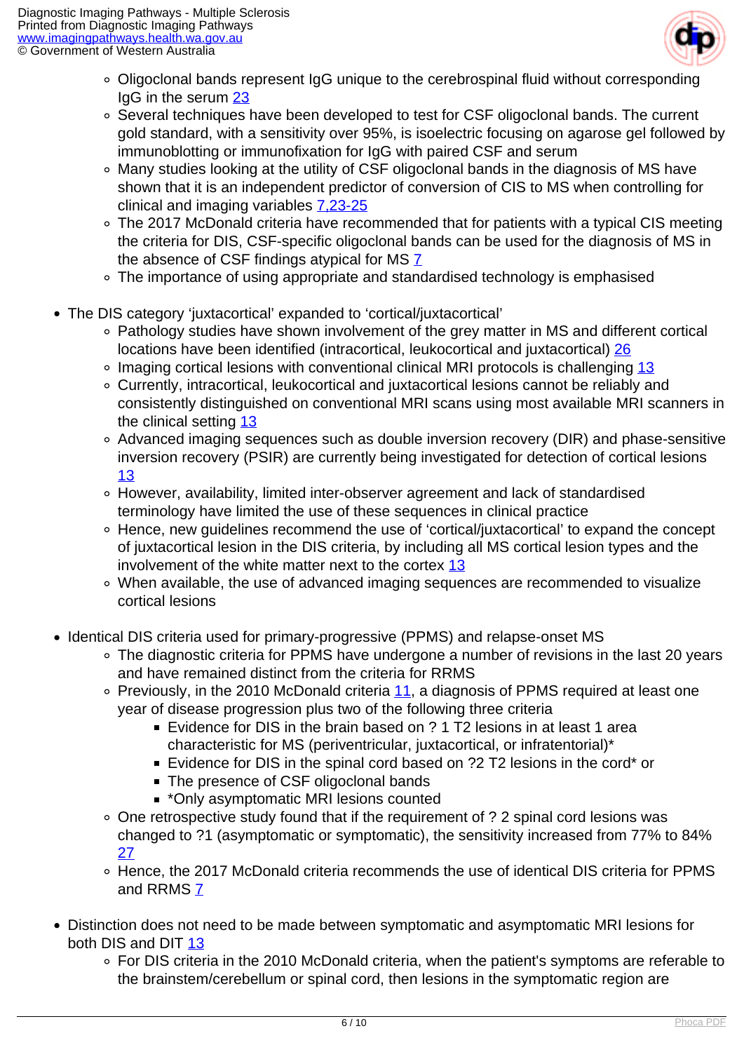- Oligoclonal bands represent IgG unique to the cerebrospinal fluid without corresponding IgG in the serum 23
- Several techniques have been developed to test for CSF oligoclonal bands. The current gold standard, with a sensitivity over 95%, is isoelectric focusing on agarose gel followed by immunoblotting or immunofixation for IgG with paired CSF and serum
- Many studies looking at the utility of CSF oligoclonal bands in the diagnosis of MS have shown that it is an independent predictor of conversion of CIS to MS when controlling for clinical and imaging variables 7,23-25
- The 2017 McDonald criteria have recommended that for patients with a typical CIS meeting the criteria for DIS, CSF-specific oligoclonal bands can be used for the diagnosis of MS in the absence of CSF findings atypical for MS 7
- The importance of using appropriate and standardised technology is emphasised

- The DIS category 'juxtacortical' expanded to 'cortical/juxtacortical'
    - Pathology studies have shown involvement of the grey matter in MS and different cortical locations have been identified (intracortical, leukocortical and juxtacortical) 26
    - Imaging cortical lesions with conventional clinical MRI protocols is challenging 13
    - Currently, intracortical, leukocortical and juxtacortical lesions cannot be reliably and consistently distinguished on conventional MRI scans using most available MRI scanners in the clinical setting 13
    - Advanced imaging sequences such as double inversion recovery (DIR) and phase-sensitive inversion recovery (PSIR) are currently being investigated for detection of cortical lesions 13
    - However, availability, limited inter-observer agreement and lack of standardised terminology have limited the use of these sequences in clinical practice
    - Hence, new guidelines recommend the use of 'cortical/juxtacortical' to expand the concept of juxtacortical lesion in the DIS criteria, by including all MS cortical lesion types and the involvement of the white matter next to the cortex 13
    - When available, the use of advanced imaging sequences are recommended to visualize cortical lesions

- Identical DIS criteria used for primary-progressive (PPMS) and relapse-onset MS
    - The diagnostic criteria for PPMS have undergone a number of revisions in the last 20 years and have remained distinct from the criteria for RRMS
    - Previously, in the 2010 McDonald criteria 11, a diagnosis of PPMS required at least one year of disease progression plus two of the following three criteria
        - Evidence for DIS in the brain based on ? 1 T2 lesions in at least 1 area characteristic for MS (periventricular, juxtacortical, or infratentorial)*
        - Evidence for DIS in the spinal cord based on ?2 T2 lesions in the cord* or
        - The presence of CSF oligoclonal bands
        - *Only asymptomatic MRI lesions counted
    - One retrospective study found that if the requirement of ? 2 spinal cord lesions was changed to ?1 (asymptomatic or symptomatic), the sensitivity increased from 77% to 84% 27
    - Hence, the 2017 McDonald criteria recommends the use of identical DIS criteria for PPMS and RRMS 7

- Distinction does not need to be made between symptomatic and asymptomatic MRI lesions for both DIS and DIT 13
    - For DIS criteria in the 2010 McDonald criteria, when the patient's symptoms are referable to the brainstem/cerebellum or spinal cord, then lesions in the symptomatic region are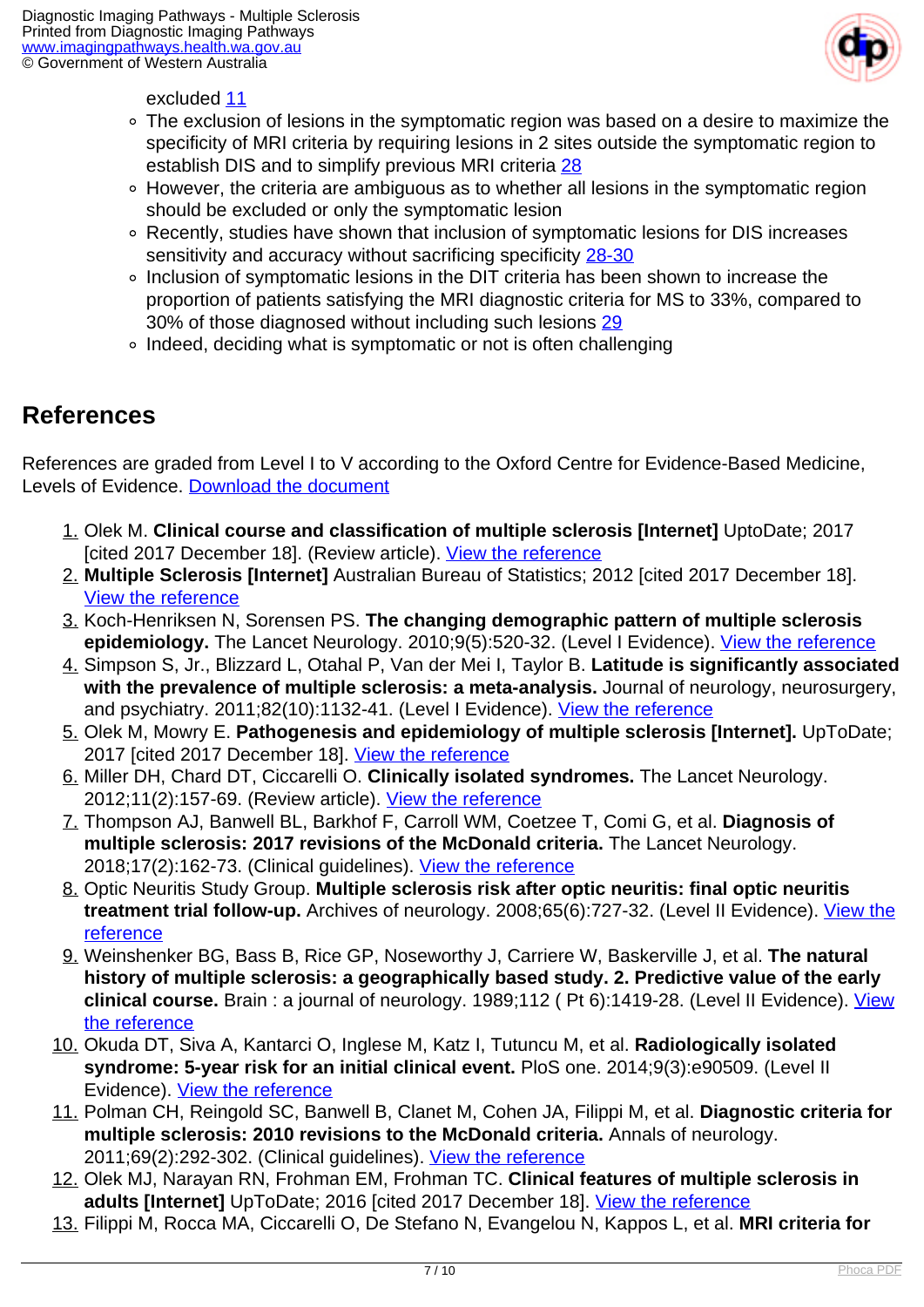excluded 11

  - The exclusion of lesions in the symptomatic region was based on a desire to maximize the specificity of MRI criteria by requiring lesions in 2 sites outside the symptomatic region to establish DIS and to simplify previous MRI criteria 28
  - However, the criteria are ambiguous as to whether all lesions in the symptomatic region should be excluded or only the symptomatic lesion
  - Recently, studies have shown that inclusion of symptomatic lesions for DIS increases sensitivity and accuracy without sacrificing specificity 28-30
  - Inclusion of symptomatic lesions in the DIT criteria has been shown to increase the proportion of patients satisfying the MRI diagnostic criteria for MS to 33%, compared to 30% of those diagnosed without including such lesions 29
  - Indeed, deciding what is symptomatic or not is often challenging

## References

References are graded from Level I to V according to the Oxford Centre for Evidence-Based Medicine, Levels of Evidence. Download the document

1. Olek M. **Clinical course and classification of multiple sclerosis [Internet]** UptoDate; 2017 [cited 2017 December 18]. (Review article). View the reference
2. **Multiple Sclerosis [Internet]** Australian Bureau of Statistics; 2012 [cited 2017 December 18]. View the reference
3. Koch-Henriksen N, Sorensen PS. **The changing demographic pattern of multiple sclerosis epidemiology.** The Lancet Neurology. 2010;9(5):520-32. (Level I Evidence). View the reference
4. Simpson S, Jr., Blizzard L, Otahal P, Van der Mei I, Taylor B. **Latitude is significantly associated with the prevalence of multiple sclerosis: a meta-analysis.** Journal of neurology, neurosurgery, and psychiatry. 2011;82(10):1132-41. (Level I Evidence). View the reference
5. Olek M, Mowry E. **Pathogenesis and epidemiology of multiple sclerosis [Internet].** UpToDate; 2017 [cited 2017 December 18]. View the reference
6. Miller DH, Chard DT, Ciccarelli O. **Clinically isolated syndromes.** The Lancet Neurology. 2012;11(2):157-69. (Review article). View the reference
7. Thompson AJ, Banwell BL, Barkhof F, Carroll WM, Coetzee T, Comi G, et al. **Diagnosis of multiple sclerosis: 2017 revisions of the McDonald criteria.** The Lancet Neurology. 2018;17(2):162-73. (Clinical guidelines). View the reference
8. Optic Neuritis Study Group. **Multiple sclerosis risk after optic neuritis: final optic neuritis treatment trial follow-up.** Archives of neurology. 2008;65(6):727-32. (Level II Evidence). View the reference
9. Weinshenker BG, Bass B, Rice GP, Noseworthy J, Carriere W, Baskerville J, et al. **The natural history of multiple sclerosis: a geographically based study. 2. Predictive value of the early clinical course.** Brain : a journal of neurology. 1989;112 ( Pt 6):1419-28. (Level II Evidence). View the reference
10. Okuda DT, Siva A, Kantarci O, Inglese M, Katz I, Tutuncu M, et al. **Radiologically isolated syndrome: 5-year risk for an initial clinical event.** PloS one. 2014;9(3):e90509. (Level II Evidence). View the reference
11. Polman CH, Reingold SC, Banwell B, Clanet M, Cohen JA, Filippi M, et al. **Diagnostic criteria for multiple sclerosis: 2010 revisions to the McDonald criteria.** Annals of neurology. 2011;69(2):292-302. (Clinical guidelines). View the reference
12. Olek MJ, Narayan RN, Frohman EM, Frohman TC. **Clinical features of multiple sclerosis in adults [Internet]** UpToDate; 2016 [cited 2017 December 18]. View the reference
13. Filippi M, Rocca MA, Ciccarelli O, De Stefano N, Evangelou N, Kappos L, et al. **MRI criteria for**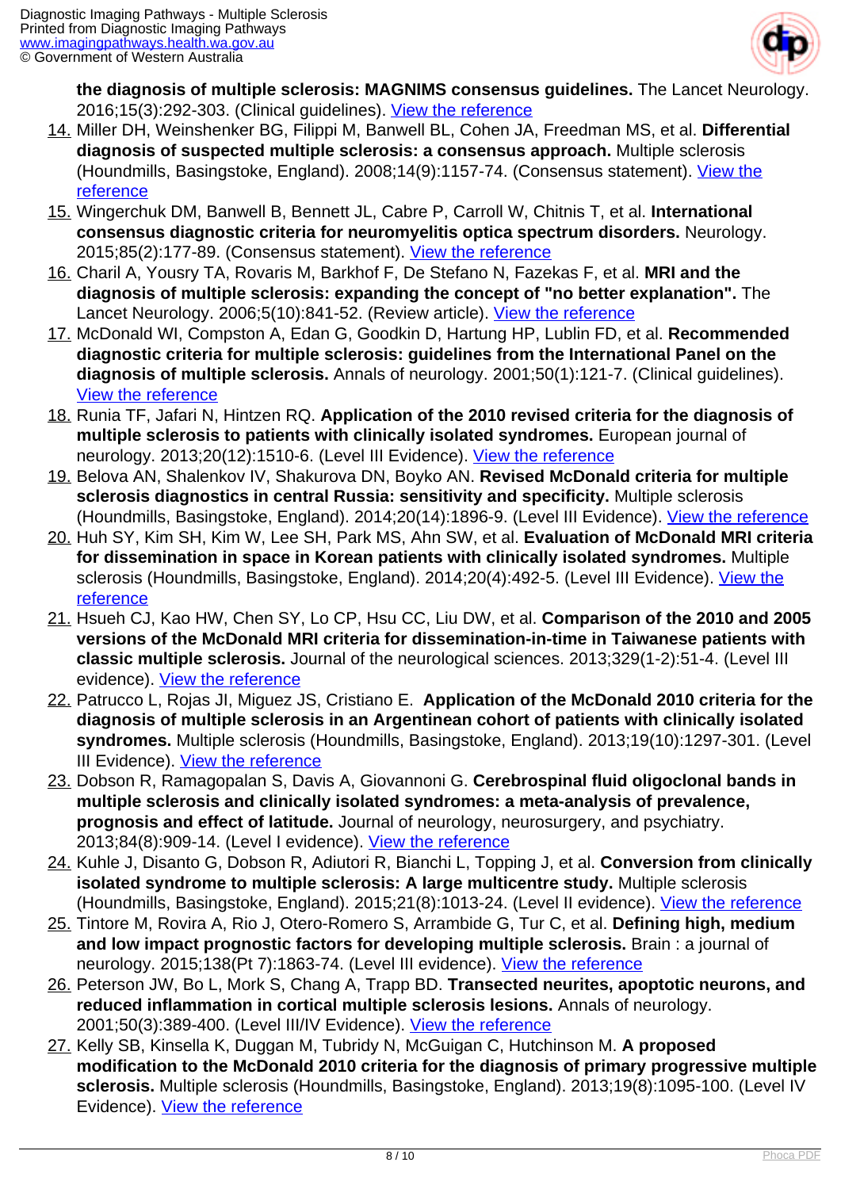**the diagnosis of multiple sclerosis: MAGNIMS consensus guidelines.** The Lancet Neurology. 2016;15(3):292-303. (Clinical guidelines). View the reference

14. Miller DH, Weinshenker BG, Filippi M, Banwell BL, Cohen JA, Freedman MS, et al. **Differential diagnosis of suspected multiple sclerosis: a consensus approach.** Multiple sclerosis (Houndmills, Basingstoke, England). 2008;14(9):1157-74. (Consensus statement). View the reference
15. Wingerchuk DM, Banwell B, Bennett JL, Cabre P, Carroll W, Chitnis T, et al. **International consensus diagnostic criteria for neuromyelitis optica spectrum disorders.** Neurology. 2015;85(2):177-89. (Consensus statement). View the reference
16. Charil A, Yousry TA, Rovaris M, Barkhof F, De Stefano N, Fazekas F, et al. **MRI and the diagnosis of multiple sclerosis: expanding the concept of "no better explanation".** The Lancet Neurology. 2006;5(10):841-52. (Review article). View the reference
17. McDonald WI, Compston A, Edan G, Goodkin D, Hartung HP, Lublin FD, et al. **Recommended diagnostic criteria for multiple sclerosis: guidelines from the International Panel on the diagnosis of multiple sclerosis.** Annals of neurology. 2001;50(1):121-7. (Clinical guidelines). View the reference
18. Runia TF, Jafari N, Hintzen RQ. **Application of the 2010 revised criteria for the diagnosis of multiple sclerosis to patients with clinically isolated syndromes.** European journal of neurology. 2013;20(12):1510-6. (Level III Evidence). View the reference
19. Belova AN, Shalenkov IV, Shakurova DN, Boyko AN. **Revised McDonald criteria for multiple sclerosis diagnostics in central Russia: sensitivity and specificity.** Multiple sclerosis (Houndmills, Basingstoke, England). 2014;20(14):1896-9. (Level III Evidence). View the reference
20. Huh SY, Kim SH, Kim W, Lee SH, Park MS, Ahn SW, et al. **Evaluation of McDonald MRI criteria for dissemination in space in Korean patients with clinically isolated syndromes.** Multiple sclerosis (Houndmills, Basingstoke, England). 2014;20(4):492-5. (Level III Evidence). View the reference
21. Hsueh CJ, Kao HW, Chen SY, Lo CP, Hsu CC, Liu DW, et al. **Comparison of the 2010 and 2005 versions of the McDonald MRI criteria for dissemination-in-time in Taiwanese patients with classic multiple sclerosis.** Journal of the neurological sciences. 2013;329(1-2):51-4. (Level III evidence). View the reference
22. Patrucco L, Rojas JI, Miguez JS, Cristiano E. **Application of the McDonald 2010 criteria for the diagnosis of multiple sclerosis in an Argentinean cohort of patients with clinically isolated syndromes.** Multiple sclerosis (Houndmills, Basingstoke, England). 2013;19(10):1297-301. (Level III Evidence). View the reference
23. Dobson R, Ramagopalan S, Davis A, Giovannoni G. **Cerebrospinal fluid oligoclonal bands in multiple sclerosis and clinically isolated syndromes: a meta-analysis of prevalence, prognosis and effect of latitude.** Journal of neurology, neurosurgery, and psychiatry. 2013;84(8):909-14. (Level I evidence). View the reference
24. Kuhle J, Disanto G, Dobson R, Adiutori R, Bianchi L, Topping J, et al. **Conversion from clinically isolated syndrome to multiple sclerosis: A large multicentre study.** Multiple sclerosis (Houndmills, Basingstoke, England). 2015;21(8):1013-24. (Level II evidence). View the reference
25. Tintore M, Rovira A, Rio J, Otero-Romero S, Arrambide G, Tur C, et al. **Defining high, medium and low impact prognostic factors for developing multiple sclerosis.** Brain : a journal of neurology. 2015;138(Pt 7):1863-74. (Level III evidence). View the reference
26. Peterson JW, Bo L, Mork S, Chang A, Trapp BD. **Transected neurites, apoptotic neurons, and reduced inflammation in cortical multiple sclerosis lesions.** Annals of neurology. 2001;50(3):389-400. (Level III/IV Evidence). View the reference
27. Kelly SB, Kinsella K, Duggan M, Tubridy N, McGuigan C, Hutchinson M. **A proposed modification to the McDonald 2010 criteria for the diagnosis of primary progressive multiple sclerosis.** Multiple sclerosis (Houndmills, Basingstoke, England). 2013;19(8):1095-100. (Level IV Evidence). View the reference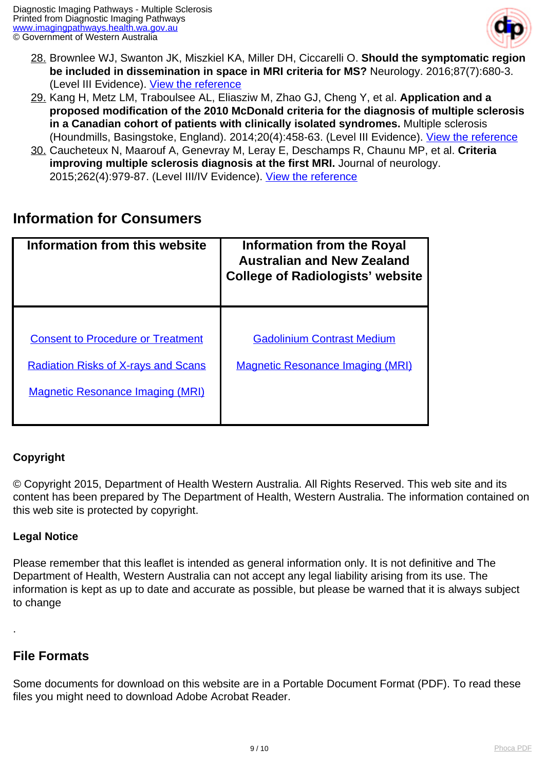28. Brownlee WJ, Swanton JK, Miszkiel KA, Miller DH, Ciccarelli O. **Should the symptomatic region be included in dissemination in space in MRI criteria for MS?** Neurology. 2016;87(7):680-3. (Level III Evidence). View the reference
29. Kang H, Metz LM, Traboulsee AL, Eliasziw M, Zhao GJ, Cheng Y, et al. **Application and a proposed modification of the 2010 McDonald criteria for the diagnosis of multiple sclerosis in a Canadian cohort of patients with clinically isolated syndromes.** Multiple sclerosis (Houndmills, Basingstoke, England). 2014;20(4):458-63. (Level III Evidence). View the reference
30. Caucheteux N, Maarouf A, Genevray M, Leray E, Deschamps R, Chaunu MP, et al. **Criteria improving multiple sclerosis diagnosis at the first MRI.** Journal of neurology. 2015;262(4):979-87. (Level III/IV Evidence). View the reference

## Information for Consumers

| Information from this website | Information from the Royal Australian and New Zealand College of Radiologists' website |
|---|---|
| Consent to Procedure or Treatment<br><br>Radiation Risks of X-rays and Scans<br><br>Magnetic Resonance Imaging (MRI) | Gadolinium Contrast Medium<br><br>Magnetic Resonance Imaging (MRI) |

**Copyright**

© Copyright 2015, Department of Health Western Australia. All Rights Reserved. This web site and its content has been prepared by The Department of Health, Western Australia. The information contained on this web site is protected by copyright.

**Legal Notice**

Please remember that this leaflet is intended as general information only. It is not definitive and The Department of Health, Western Australia can not accept any legal liability arising from its use. The information is kept as up to date and accurate as possible, but please be warned that it is always subject to change

.

## File Formats

Some documents for download on this website are in a Portable Document Format (PDF). To read these files you might need to download Adobe Acrobat Reader.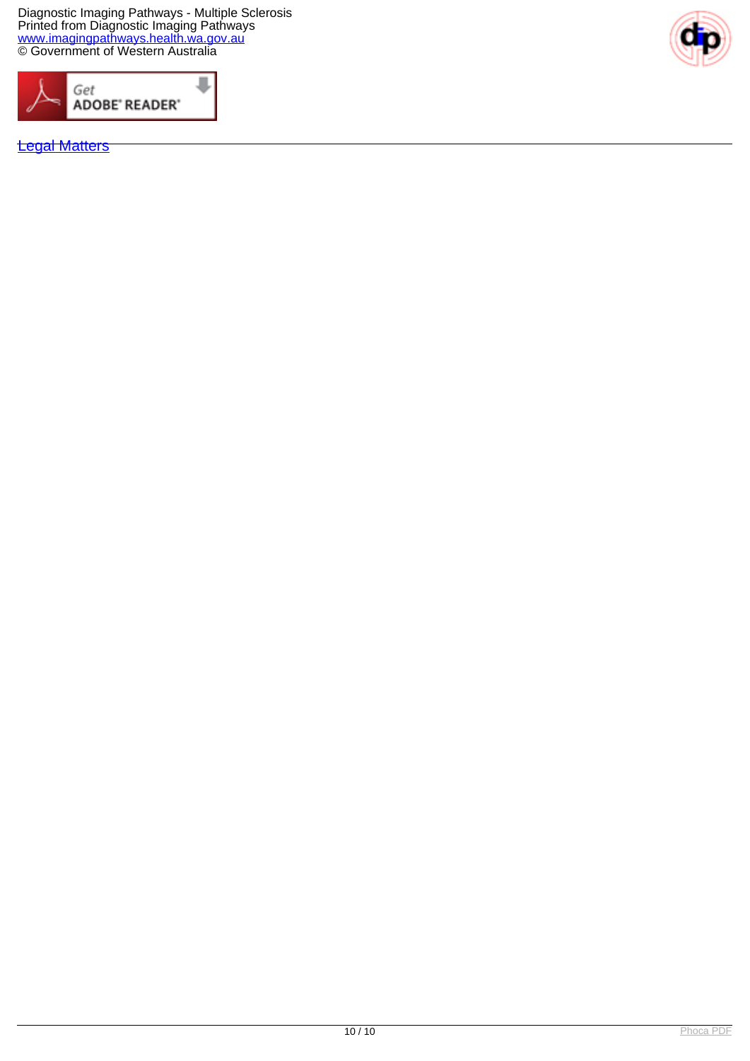Get ADOBE® READER®

[Legal Matters](#)